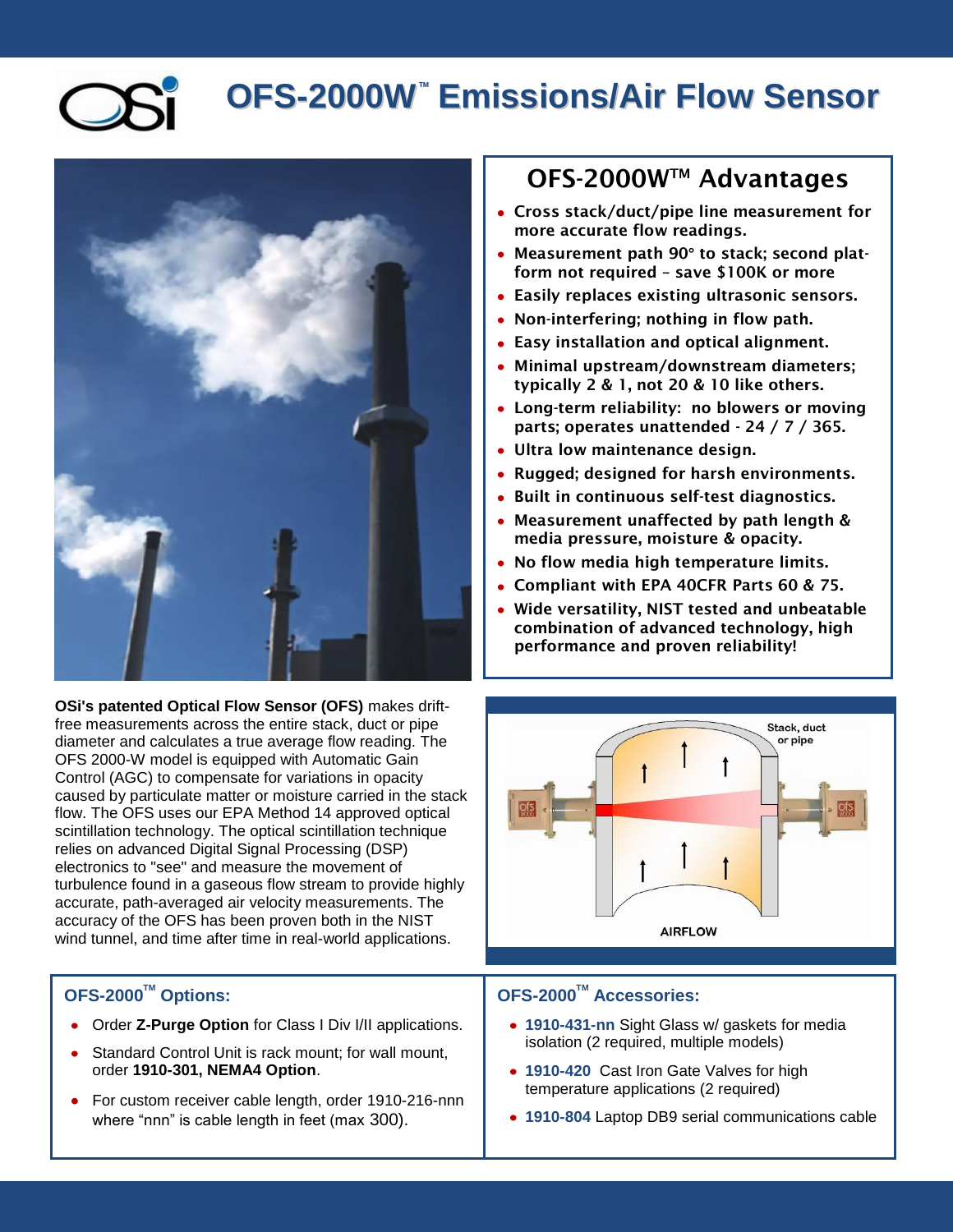# OFS-2000W™ Emissions/Air Flow Sensor

## OFS-2000W™ Advantages

- Cross stack/duct/pipe line measurement for more accurate flow readings.
- Measurement path 90° to stack; second platform not required – save $100K or more
- Easily replaces existing ultrasonic sensors.
- Non-interfering; nothing in flow path.
- Easy installation and optical alignment.
- Minimal upstream/downstream diameters; typically 2 & 1, not 20 & 10 like others.
- Long-term reliability: no blowers or moving parts; operates unattended - 24 / 7 / 365.
- Ultra low maintenance design.
- Rugged; designed for harsh environments.
- Built in continuous self-test diagnostics.
- Measurement unaffected by path length & media pressure, moisture & opacity.
- No flow media high temperature limits.
- Compliant with EPA 40CFR Parts 60 & 75.
- Wide versatility, NIST tested and unbeatable combination of advanced technology, high performance and proven reliability!

**OSi's patented Optical Flow Sensor (OFS)** makes drift-free measurements across the entire stack, duct or pipe diameter and calculates a true average flow reading. The OFS 2000-W model is equipped with Automatic Gain Control (AGC) to compensate for variations in opacity caused by particulate matter or moisture carried in the stack flow. The OFS uses our EPA Method 14 approved optical scintillation technology. The optical scintillation technique relies on advanced Digital Signal Processing (DSP) electronics to "see" and measure the movement of turbulence found in a gaseous flow stream to provide highly accurate, path-averaged air velocity measurements. The accuracy of the OFS has been proven both in the NIST wind tunnel, and time after time in real-world applications.

Stack, duct or pipe

AIRFLOW

## OFS-2000™ Options:

- Order **Z-Purge Option** for Class I Div I/II applications.
- Standard Control Unit is rack mount; for wall mount, order **1910-301, NEMA4 Option**.
- For custom receiver cable length, order 1910-216-nnn where "nnn" is cable length in feet (max 300).

## OFS-2000™ Accessories:

- **1910-431-nn** Sight Glass w/ gaskets for media isolation (2 required, multiple models)
- **1910-420** Cast Iron Gate Valves for high temperature applications (2 required)
- **1910-804** Laptop DB9 serial communications cable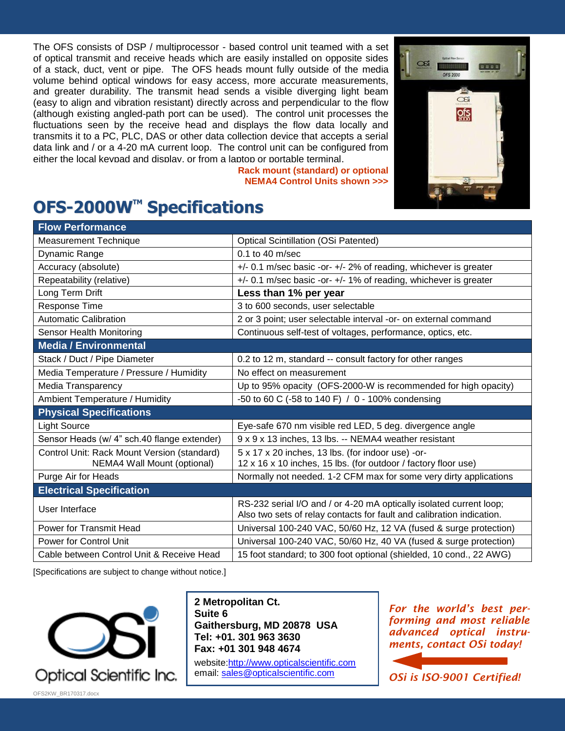The OFS consists of DSP / multiprocessor - based control unit teamed with a set of optical transmit and receive heads which are easily installed on opposite sides of a stack, duct, vent or pipe. The OFS heads mount fully outside of the media volume behind optical windows for easy access, more accurate measurements, and greater durability. The transmit head sends a visible diverging light beam (easy to align and vibration resistant) directly across and perpendicular to the flow (although existing angled-path port can be used). The control unit processes the fluctuations seen by the receive head and displays the flow data locally and transmits it to a PC, PLC, DAS or other data collection device that accepts a serial data link and / or a 4-20 mA current loop. The control unit can be configured from either the local keypad and display, or from a laptop or portable terminal.

**Rack mount (standard) or optional NEMA4 Control Units shown >>>**

## OFS-2000W™ Specifications

| | |
|---|---|
| **Flow Performance** | |
| Measurement Technique | Optical Scintillation (OSi Patented) |
| Dynamic Range | 0.1 to 40 m/sec |
| Accuracy (absolute) | +/- 0.1 m/sec basic -or- +/- 2% of reading, whichever is greater |
| Repeatability (relative) | +/- 0.1 m/sec basic -or- +/- 1% of reading, whichever is greater |
| Long Term Drift | **Less than 1% per year** |
| Response Time | 3 to 600 seconds, user selectable |
| Automatic Calibration | 2 or 3 point; user selectable interval -or- on external command |
| Sensor Health Monitoring | Continuous self-test of voltages, performance, optics, etc. |
| **Media / Environmental** | |
| Stack / Duct / Pipe Diameter | 0.2 to 12 m, standard -- consult factory for other ranges |
| Media Temperature / Pressure / Humidity | No effect on measurement |
| Media Transparency | Up to 95% opacity (OFS-2000-W is recommended for high opacity) |
| Ambient Temperature / Humidity | -50 to 60 C (-58 to 140 F) / 0 - 100% condensing |
| **Physical Specifications** | |
| Light Source | Eye-safe 670 nm visible red LED, 5 deg. divergence angle |
| Sensor Heads (w/ 4" sch.40 flange extender) | 9 x 9 x 13 inches, 13 lbs. -- NEMA4 weather resistant |
| Control Unit: Rack Mount Version (standard) NEMA4 Wall Mount (optional) | 5 x 17 x 20 inches, 13 lbs. (for indoor use) -or- 12 x 16 x 10 inches, 15 lbs. (for outdoor / factory floor use) |
| Purge Air for Heads | Normally not needed. 1-2 CFM max for some very dirty applications |
| **Electrical Specification** | |
| User Interface | RS-232 serial I/O and / or 4-20 mA optically isolated current loop; Also two sets of relay contacts for fault and calibration indication. |
| Power for Transmit Head | Universal 100-240 VAC, 50/60 Hz, 12 VA (fused & surge protection) |
| Power for Control Unit | Universal 100-240 VAC, 50/60 Hz, 40 VA (fused & surge protection) |
| Cable between Control Unit & Receive Head | 15 foot standard; to 300 foot optional (shielded, 10 cond., 22 AWG) |

[Specifications are subject to change without notice.]

OSi
Optical Scientific Inc.

**2 Metropolitan Ct.**
**Suite 6**
**Gaithersburg, MD 20878 USA**
**Tel: +01. 301 963 3630**
**Fax: +01 301 948 4674**

website:http://www.opticalscientific.com
email: sales@opticalscientific.com

***For the world's best performing and most reliable advanced optical instruments, contact OSi today!***

***OSi is ISO-9001 Certified!***

OFS2KW_BR170317.docx